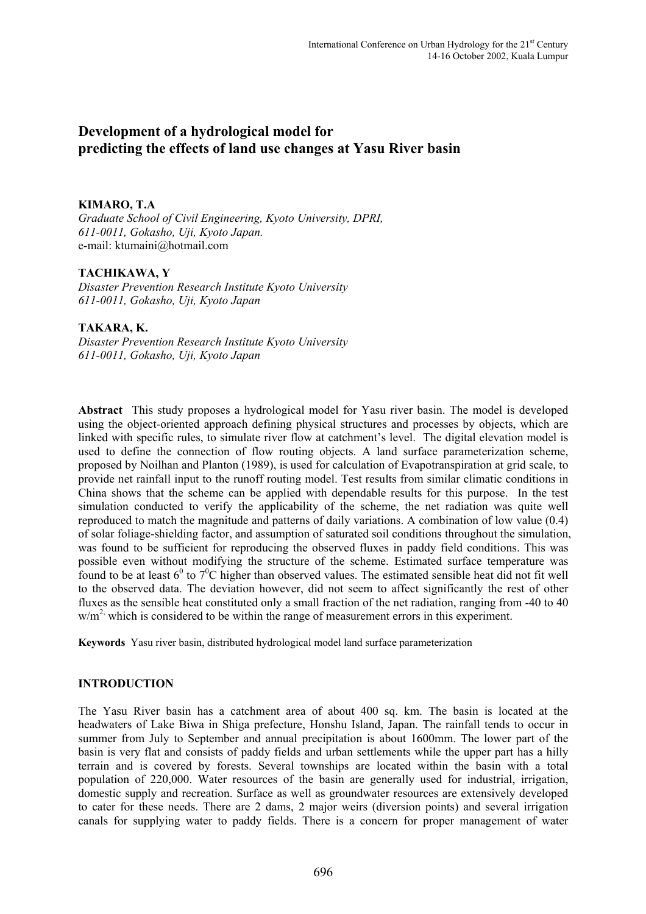# Development of a hydrological model for predicting the effects of land use changes at Yasu River basin

**KIMARO, T.A**

*Graduate School of Civil Engineering, Kyoto University, DPRI, 611-0011, Gokasho, Uji, Kyoto Japan.*
e-mail: ktumaini@hotmail.com

**TACHIKAWA, Y**

*Disaster Prevention Research Institute Kyoto University 611-0011, Gokasho, Uji, Kyoto Japan*

**TAKARA, K.**

*Disaster Prevention Research Institute Kyoto University 611-0011, Gokasho, Uji, Kyoto Japan*

**Abstract** This study proposes a hydrological model for Yasu river basin. The model is developed using the object-oriented approach defining physical structures and processes by objects, which are linked with specific rules, to simulate river flow at catchment's level. The digital elevation model is used to define the connection of flow routing objects. A land surface parameterization scheme, proposed by Noilhan and Planton (1989), is used for calculation of Evapotranspiration at grid scale, to provide net rainfall input to the runoff routing model. Test results from similar climatic conditions in China shows that the scheme can be applied with dependable results for this purpose. In the test simulation conducted to verify the applicability of the scheme, the net radiation was quite well reproduced to match the magnitude and patterns of daily variations. A combination of low value (0.4) of solar foliage-shielding factor, and assumption of saturated soil conditions throughout the simulation, was found to be sufficient for reproducing the observed fluxes in paddy field conditions. This was possible even without modifying the structure of the scheme. Estimated surface temperature was found to be at least $6^0$ to $7^0$C higher than observed values. The estimated sensible heat did not fit well to the observed data. The deviation however, did not seem to affect significantly the rest of other fluxes as the sensible heat constituted only a small fraction of the net radiation, ranging from -40 to 40 $w/m^2$, which is considered to be within the range of measurement errors in this experiment.

**Keywords** Yasu river basin, distributed hydrological model land surface parameterization

## INTRODUCTION

The Yasu River basin has a catchment area of about 400 sq. km. The basin is located at the headwaters of Lake Biwa in Shiga prefecture, Honshu Island, Japan. The rainfall tends to occur in summer from July to September and annual precipitation is about 1600mm. The lower part of the basin is very flat and consists of paddy fields and urban settlements while the upper part has a hilly terrain and is covered by forests. Several townships are located within the basin with a total population of 220,000. Water resources of the basin are generally used for industrial, irrigation, domestic supply and recreation. Surface as well as groundwater resources are extensively developed to cater for these needs. There are 2 dams, 2 major weirs (diversion points) and several irrigation canals for supplying water to paddy fields. There is a concern for proper management of water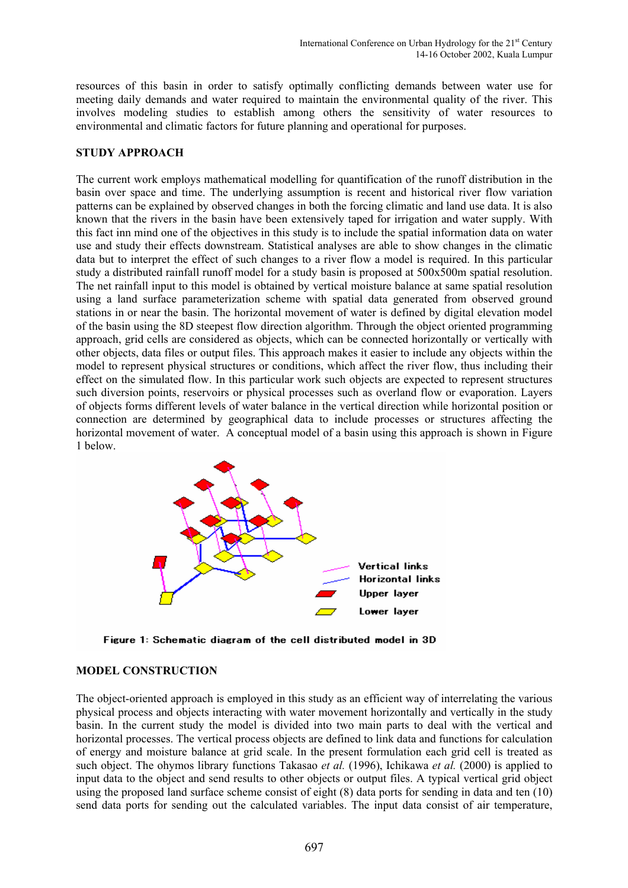resources of this basin in order to satisfy optimally conflicting demands between water use for meeting daily demands and water required to maintain the environmental quality of the river. This involves modeling studies to establish among others the sensitivity of water resources to environmental and climatic factors for future planning and operational for purposes.

## STUDY APPROACH

The current work employs mathematical modelling for quantification of the runoff distribution in the basin over space and time. The underlying assumption is recent and historical river flow variation patterns can be explained by observed changes in both the forcing climatic and land use data. It is also known that the rivers in the basin have been extensively taped for irrigation and water supply. With this fact inn mind one of the objectives in this study is to include the spatial information data on water use and study their effects downstream. Statistical analyses are able to show changes in the climatic data but to interpret the effect of such changes to a river flow a model is required. In this particular study a distributed rainfall runoff model for a study basin is proposed at 500x500m spatial resolution. The net rainfall input to this model is obtained by vertical moisture balance at same spatial resolution using a land surface parameterization scheme with spatial data generated from observed ground stations in or near the basin. The horizontal movement of water is defined by digital elevation model of the basin using the 8D steepest flow direction algorithm. Through the object oriented programming approach, grid cells are considered as objects, which can be connected horizontally or vertically with other objects, data files or output files. This approach makes it easier to include any objects within the model to represent physical structures or conditions, which affect the river flow, thus including their effect on the simulated flow. In this particular work such objects are expected to represent structures such diversion points, reservoirs or physical processes such as overland flow or evaporation. Layers of objects forms different levels of water balance in the vertical direction while horizontal position or connection are determined by geographical data to include processes or structures affecting the horizontal movement of water. A conceptual model of a basin using this approach is shown in Figure 1 below.

Vertical links
Horizontal links
Upper layer
Lower layer

Figure 1: Schematic diagram of the cell distributed model in 3D

## MODEL CONSTRUCTION

The object-oriented approach is employed in this study as an efficient way of interrelating the various physical process and objects interacting with water movement horizontally and vertically in the study basin. In the current study the model is divided into two main parts to deal with the vertical and horizontal processes. The vertical process objects are defined to link data and functions for calculation of energy and moisture balance at grid scale. In the present formulation each grid cell is treated as such object. The ohymos library functions Takasao *et al.* (1996), Ichikawa *et al.* (2000) is applied to input data to the object and send results to other objects or output files. A typical vertical grid object using the proposed land surface scheme consist of eight (8) data ports for sending in data and ten (10) send data ports for sending out the calculated variables. The input data consist of air temperature,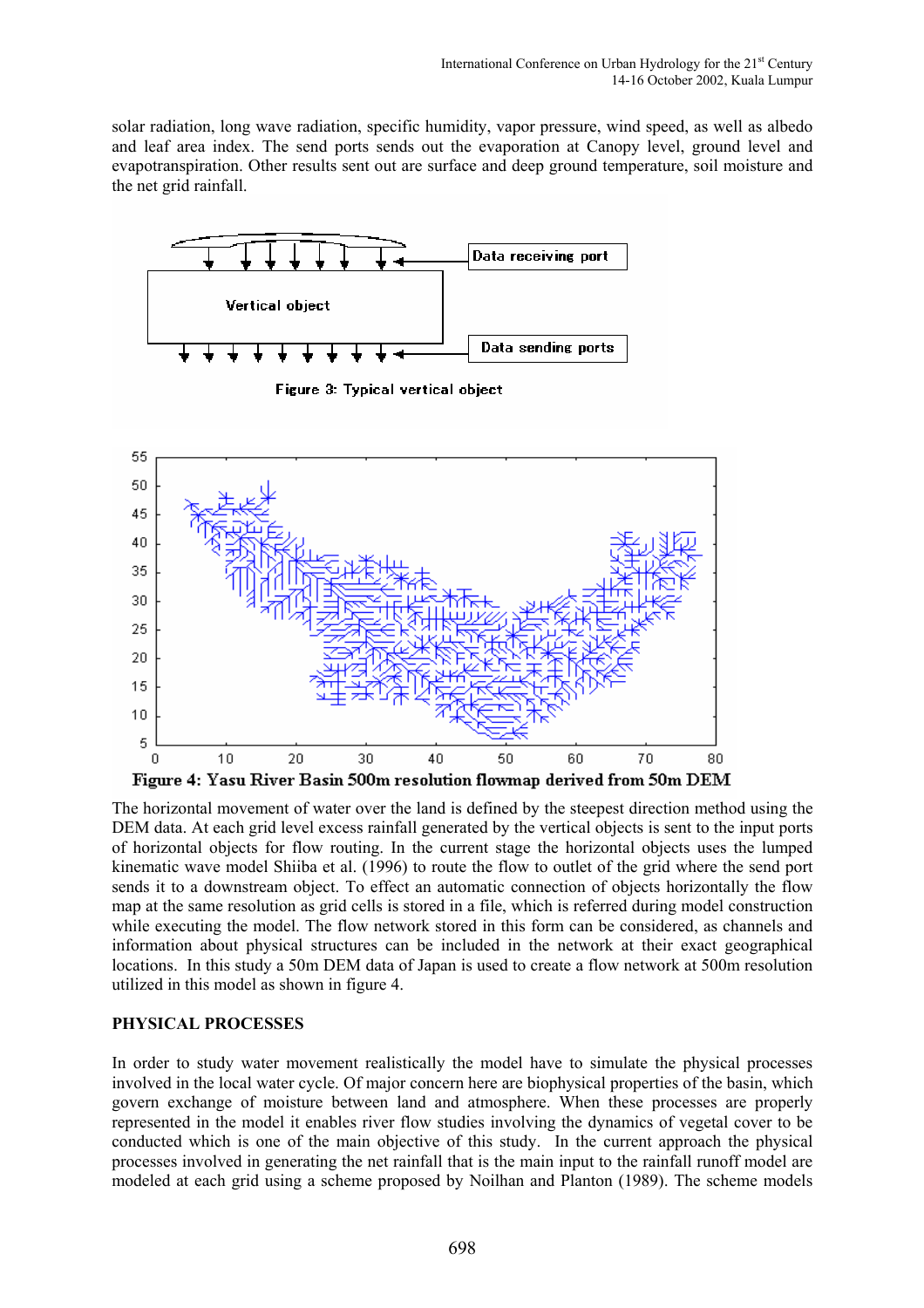solar radiation, long wave radiation, specific humidity, vapor pressure, wind speed, as well as albedo and leaf area index. The send ports sends out the evaporation at Canopy level, ground level and evapotranspiration. Other results sent out are surface and deep ground temperature, soil moisture and the net grid rainfall.

Figure 3: Typical vertical object

Figure 4: Yasu River Basin 500m resolution flowmap derived from 50m DEM

The horizontal movement of water over the land is defined by the steepest direction method using the DEM data. At each grid level excess rainfall generated by the vertical objects is sent to the input ports of horizontal objects for flow routing. In the current stage the horizontal objects uses the lumped kinematic wave model Shiiba et al. (1996) to route the flow to outlet of the grid where the send port sends it to a downstream object. To effect an automatic connection of objects horizontally the flow map at the same resolution as grid cells is stored in a file, which is referred during model construction while executing the model. The flow network stored in this form can be considered, as channels and information about physical structures can be included in the network at their exact geographical locations. In this study a 50m DEM data of Japan is used to create a flow network at 500m resolution utilized in this model as shown in figure 4.

## PHYSICAL PROCESSES

In order to study water movement realistically the model have to simulate the physical processes involved in the local water cycle. Of major concern here are biophysical properties of the basin, which govern exchange of moisture between land and atmosphere. When these processes are properly represented in the model it enables river flow studies involving the dynamics of vegetal cover to be conducted which is one of the main objective of this study. In the current approach the physical processes involved in generating the net rainfall that is the main input to the rainfall runoff model are modeled at each grid using a scheme proposed by Noilhan and Planton (1989). The scheme models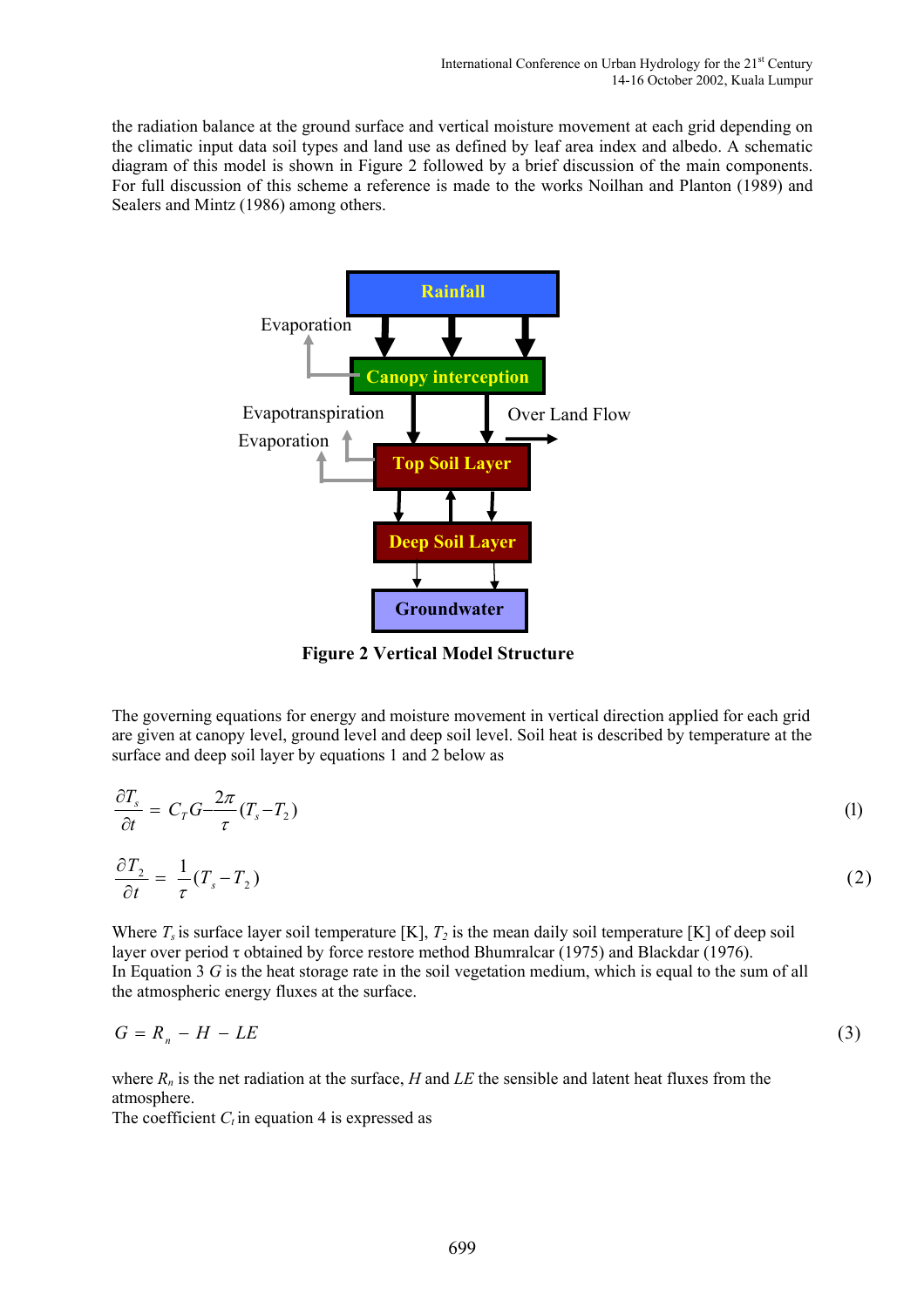the radiation balance at the ground surface and vertical moisture movement at each grid depending on the climatic input data soil types and land use as defined by leaf area index and albedo. A schematic diagram of this model is shown in Figure 2 followed by a brief discussion of the main components. For full discussion of this scheme a reference is made to the works Noilhan and Planton (1989) and Sealers and Mintz (1986) among others.

Rainfall

Evaporation

Canopy interception

Evapotranspiration

Evaporation

Over Land Flow

Top Soil Layer

Deep Soil Layer

Groundwater

**Figure 2 Vertical Model Structure**

The governing equations for energy and moisture movement in vertical direction applied for each grid are given at canopy level, ground level and deep soil level. Soil heat is described by temperature at the surface and deep soil layer by equations 1 and 2 below as

$$\frac{\partial T_s}{\partial t} = C_T G - \frac{2\pi}{\tau}(T_s - T_2) \tag{1}$$

$$\frac{\partial T_2}{\partial t} = \frac{1}{\tau}(T_s - T_2) \tag{2}$$

Where $T_s$ is surface layer soil temperature [K], $T_2$ is the mean daily soil temperature [K] of deep soil layer over period $\tau$ obtained by force restore method Bhumralcar (1975) and Blackdar (1976).
In Equation 3 $G$ is the heat storage rate in the soil vegetation medium, which is equal to the sum of all the atmospheric energy fluxes at the surface.

$$G = R_n - H - LE \tag{3}$$

where $R_n$ is the net radiation at the surface, $H$ and $LE$ the sensible and latent heat fluxes from the atmosphere.
The coefficient $C_t$ in equation 4 is expressed as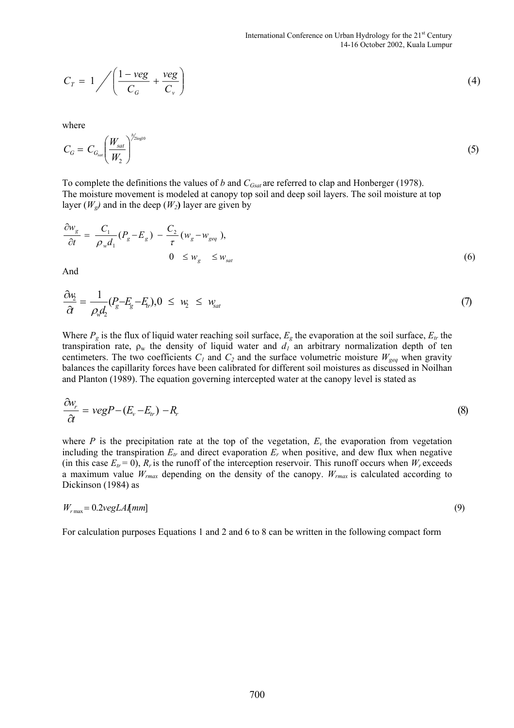$$C_T = 1 \bigg/ \left( \frac{1-veg}{C_G} + \frac{veg}{C_v} \right) \tag{4}$$

where

$$C_G = C_{G_{sat}} \left( \frac{W_{sat}}{W_2} \right)^{b/2\log 10} \tag{5}$$

To complete the definitions the values of $b$ and $C_{Gsat}$ are referred to clap and Honberger (1978). The moisture movement is modeled at canopy top soil and deep soil layers. The soil moisture at top layer ($W_g$) and in the deep ($W_2$) layer are given by

$$\frac{\partial w_g}{\partial t} = \frac{C_1}{\rho_w d_1}(P_g - E_g) - \frac{C_2}{\tau}(w_g - w_{geq}), \quad 0 \leq w_g \leq w_{sat} \tag{6}$$

And

$$\frac{\partial w_2}{\partial t} = \frac{1}{\rho_w d_2}(P_g - E_g - E_{tr}), 0 \leq w_2 \leq w_{sat} \tag{7}$$

Where $P_g$ is the flux of liquid water reaching soil surface, $E_g$ the evaporation at the soil surface, $E_{tr}$ the transpiration rate, $\rho_w$ the density of liquid water and $d_1$ an arbitrary normalization depth of ten centimeters. The two coefficients $C_1$ and $C_2$ and the surface volumetric moisture $W_{geq}$ when gravity balances the capillarity forces have been calibrated for different soil moistures as discussed in Noilhan and Planton (1989). The equation governing intercepted water at the canopy level is stated as

$$\frac{\partial w_r}{\partial t} = vegP - (E_v - E_{tr}) - R_r \tag{8}$$

where $P$ is the precipitation rate at the top of the vegetation, $E_v$ the evaporation from vegetation including the transpiration $E_{tr}$ and direct evaporation $E_r$ when positive, and dew flux when negative (in this case $E_{tr} = 0$), $R_r$ is the runoff of the interception reservoir. This runoff occurs when $W_r$ exceeds a maximum value $W_{rmax}$ depending on the density of the canopy. $W_{rmax}$ is calculated according to Dickinson (1984) as

$$W_{r\max} = 0.2vegLAI[mm] \tag{9}$$

For calculation purposes Equations 1 and 2 and 6 to 8 can be written in the following compact form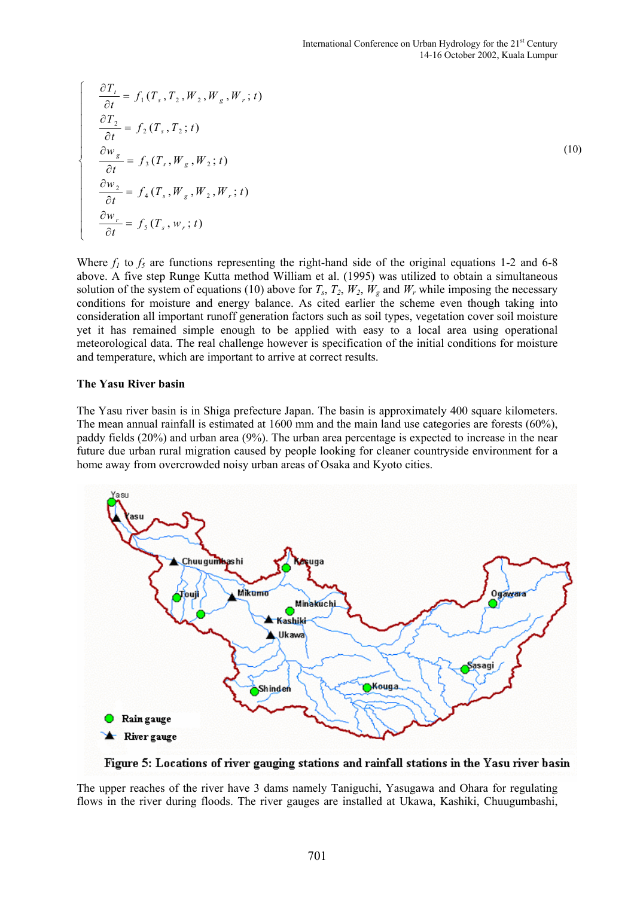$$
\begin{cases}
\dfrac{\partial T_t}{\partial t} = f_1(T_s, T_2, W_2, W_g, W_r; t) \\
\dfrac{\partial T_2}{\partial t} = f_2(T_s, T_2; t) \\
\dfrac{\partial w_g}{\partial t} = f_3(T_s, W_g, W_2; t) \\
\dfrac{\partial w_2}{\partial t} = f_4(T_s, W_g, W_2, W_r; t) \\
\dfrac{\partial w_r}{\partial t} = f_5(T_s, w_r; t)
\end{cases}
\tag{10}
$$

Where $f_1$ to $f_5$ are functions representing the right-hand side of the original equations 1-2 and 6-8 above. A five step Runge Kutta method William et al. (1995) was utilized to obtain a simultaneous solution of the system of equations (10) above for $T_s$, $T_2$, $W_2$, $W_g$ and $W_r$ while imposing the necessary conditions for moisture and energy balance. As cited earlier the scheme even though taking into consideration all important runoff generation factors such as soil types, vegetation cover soil moisture yet it has remained simple enough to be applied with easy to a local area using operational meteorological data. The real challenge however is specification of the initial conditions for moisture and temperature, which are important to arrive at correct results.

**The Yasu River basin**

The Yasu river basin is in Shiga prefecture Japan. The basin is approximately 400 square kilometers. The mean annual rainfall is estimated at 1600 mm and the main land use categories are forests (60%), paddy fields (20%) and urban area (9%). The urban area percentage is expected to increase in the near future due urban rural migration caused by people looking for cleaner countryside environment for a home away from overcrowded noisy urban areas of Osaka and Kyoto cities.

**Figure 5: Locations of river gauging stations and rainfall stations in the Yasu river basin**

The upper reaches of the river have 3 dams namely Taniguchi, Yasugawa and Ohara for regulating flows in the river during floods. The river gauges are installed at Ukawa, Kashiki, Chuugumbashi,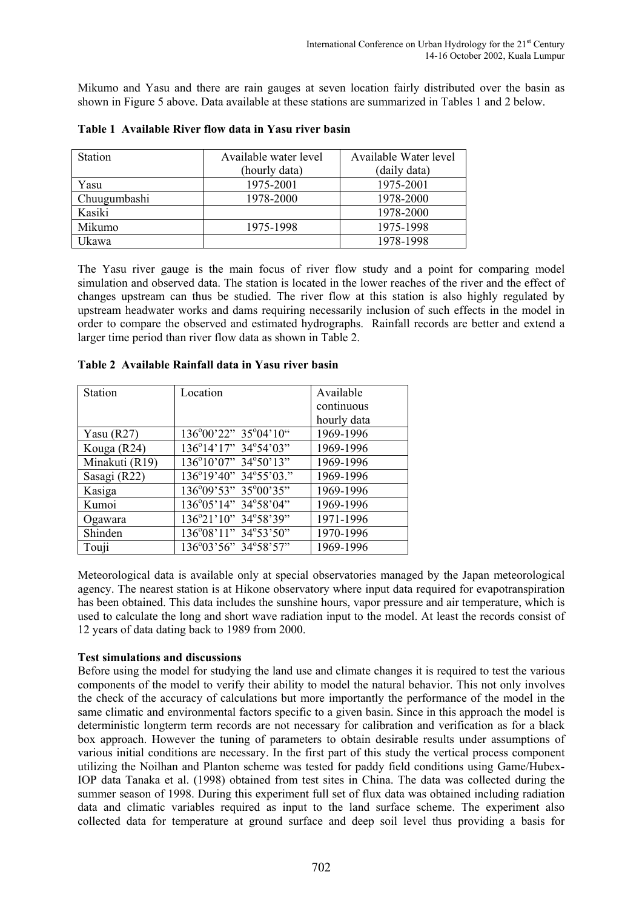Mikumo and Yasu and there are rain gauges at seven location fairly distributed over the basin as shown in Figure 5 above. Data available at these stations are summarized in Tables 1 and 2 below.

**Table 1 Available River flow data in Yasu river basin**

| Station | Available water level (hourly data) | Available Water level (daily data) |
|---|---|---|
| Yasu | 1975-2001 | 1975-2001 |
| Chuugumbashi | 1978-2000 | 1978-2000 |
| Kasiki | | 1978-2000 |
| Mikumo | 1975-1998 | 1975-1998 |
| Ukawa | | 1978-1998 |

The Yasu river gauge is the main focus of river flow study and a point for comparing model simulation and observed data. The station is located in the lower reaches of the river and the effect of changes upstream can thus be studied. The river flow at this station is also highly regulated by upstream headwater works and dams requiring necessarily inclusion of such effects in the model in order to compare the observed and estimated hydrographs. Rainfall records are better and extend a larger time period than river flow data as shown in Table 2.

**Table 2 Available Rainfall data in Yasu river basin**

| Station | Location | Available continuous hourly data |
|---|---|---|
| Yasu (R27) | 136°00'22" 35°04'10" | 1969-1996 |
| Kouga (R24) | 136°14'17" 34°54'03" | 1969-1996 |
| Minakuti (R19) | 136°10'07" 34°50'13" | 1969-1996 |
| Sasagi (R22) | 136°19'40" 34°55'03." | 1969-1996 |
| Kasiga | 136°09'53" 35°00'35" | 1969-1996 |
| Kumoi | 136°05'14" 34°58'04" | 1969-1996 |
| Ogawara | 136°21'10" 34°58'39" | 1971-1996 |
| Shinden | 136°08'11" 34°53'50" | 1970-1996 |
| Touji | 136°03'56" 34°58'57" | 1969-1996 |

Meteorological data is available only at special observatories managed by the Japan meteorological agency. The nearest station is at Hikone observatory where input data required for evapotranspiration has been obtained. This data includes the sunshine hours, vapor pressure and air temperature, which is used to calculate the long and short wave radiation input to the model. At least the records consist of 12 years of data dating back to 1989 from 2000.

**Test simulations and discussions**

Before using the model for studying the land use and climate changes it is required to test the various components of the model to verify their ability to model the natural behavior. This not only involves the check of the accuracy of calculations but more importantly the performance of the model in the same climatic and environmental factors specific to a given basin. Since in this approach the model is deterministic longterm term records are not necessary for calibration and verification as for a black box approach. However the tuning of parameters to obtain desirable results under assumptions of various initial conditions are necessary. In the first part of this study the vertical process component utilizing the Noilhan and Planton scheme was tested for paddy field conditions using Game/Hubex-IOP data Tanaka et al. (1998) obtained from test sites in China. The data was collected during the summer season of 1998. During this experiment full set of flux data was obtained including radiation data and climatic variables required as input to the land surface scheme. The experiment also collected data for temperature at ground surface and deep soil level thus providing a basis for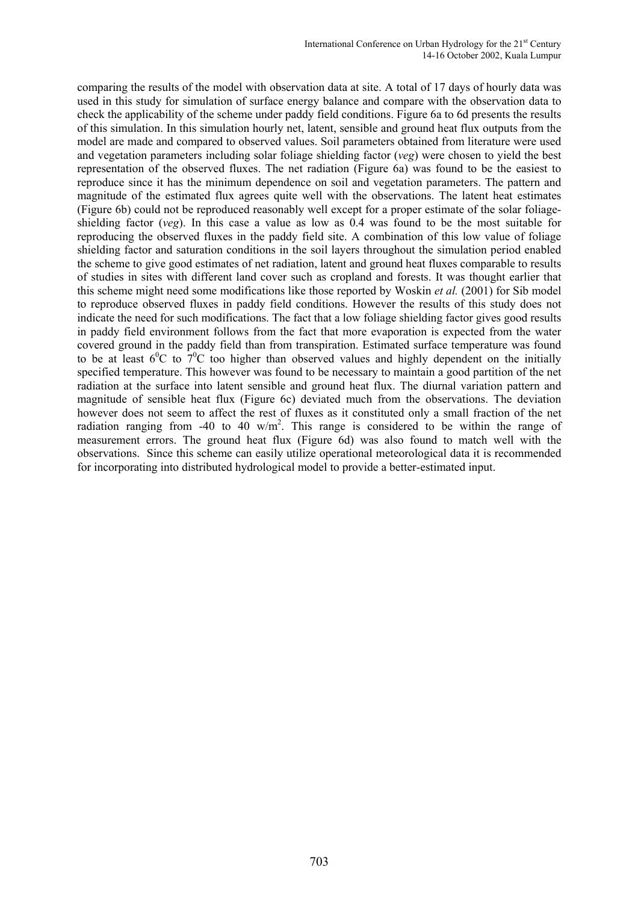comparing the results of the model with observation data at site. A total of 17 days of hourly data was used in this study for simulation of surface energy balance and compare with the observation data to check the applicability of the scheme under paddy field conditions. Figure 6a to 6d presents the results of this simulation. In this simulation hourly net, latent, sensible and ground heat flux outputs from the model are made and compared to observed values. Soil parameters obtained from literature were used and vegetation parameters including solar foliage shielding factor (*veg*) were chosen to yield the best representation of the observed fluxes. The net radiation (Figure 6a) was found to be the easiest to reproduce since it has the minimum dependence on soil and vegetation parameters. The pattern and magnitude of the estimated flux agrees quite well with the observations. The latent heat estimates (Figure 6b) could not be reproduced reasonably well except for a proper estimate of the solar foliage-shielding factor (*veg*). In this case a value as low as 0.4 was found to be the most suitable for reproducing the observed fluxes in the paddy field site. A combination of this low value of foliage shielding factor and saturation conditions in the soil layers throughout the simulation period enabled the scheme to give good estimates of net radiation, latent and ground heat fluxes comparable to results of studies in sites with different land cover such as cropland and forests. It was thought earlier that this scheme might need some modifications like those reported by Woskin *et al.* (2001) for Sib model to reproduce observed fluxes in paddy field conditions. However the results of this study does not indicate the need for such modifications. The fact that a low foliage shielding factor gives good results in paddy field environment follows from the fact that more evaporation is expected from the water covered ground in the paddy field than from transpiration. Estimated surface temperature was found to be at least $6^0$C to $7^0$C too higher than observed values and highly dependent on the initially specified temperature. This however was found to be necessary to maintain a good partition of the net radiation at the surface into latent sensible and ground heat flux. The diurnal variation pattern and magnitude of sensible heat flux (Figure 6c) deviated much from the observations. The deviation however does not seem to affect the rest of fluxes as it constituted only a small fraction of the net radiation ranging from -40 to 40 w/m$^2$. This range is considered to be within the range of measurement errors. The ground heat flux (Figure 6d) was also found to match well with the observations. Since this scheme can easily utilize operational meteorological data it is recommended for incorporating into distributed hydrological model to provide a better-estimated input.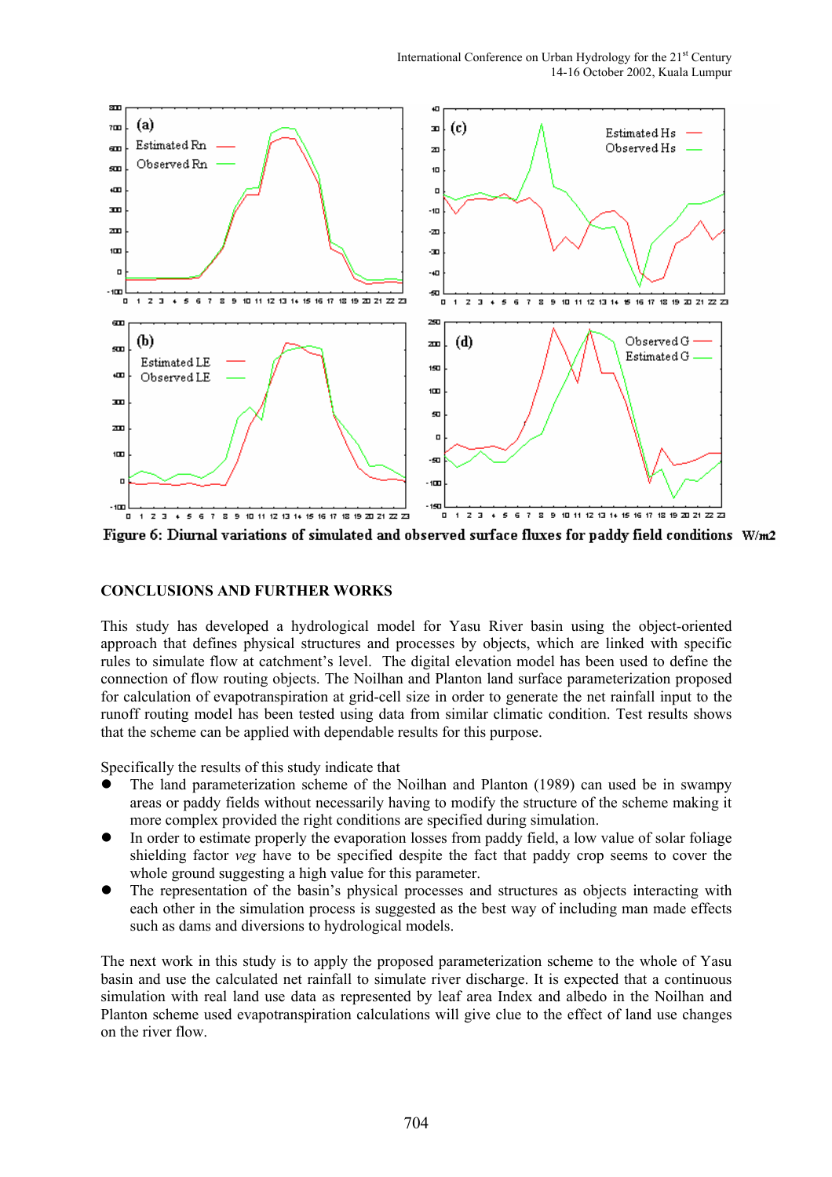Figure 6: Diurnal variations of simulated and observed surface fluxes for paddy field conditions W/m2

## CONCLUSIONS AND FURTHER WORKS

This study has developed a hydrological model for Yasu River basin using the object-oriented approach that defines physical structures and processes by objects, which are linked with specific rules to simulate flow at catchment's level. The digital elevation model has been used to define the connection of flow routing objects. The Noilhan and Planton land surface parameterization proposed for calculation of evapotranspiration at grid-cell size in order to generate the net rainfall input to the runoff routing model has been tested using data from similar climatic condition. Test results shows that the scheme can be applied with dependable results for this purpose.

Specifically the results of this study indicate that

- The land parameterization scheme of the Noilhan and Planton (1989) can used be in swampy areas or paddy fields without necessarily having to modify the structure of the scheme making it more complex provided the right conditions are specified during simulation.
- In order to estimate properly the evaporation losses from paddy field, a low value of solar foliage shielding factor *veg* have to be specified despite the fact that paddy crop seems to cover the whole ground suggesting a high value for this parameter.
- The representation of the basin's physical processes and structures as objects interacting with each other in the simulation process is suggested as the best way of including man made effects such as dams and diversions to hydrological models.

The next work in this study is to apply the proposed parameterization scheme to the whole of Yasu basin and use the calculated net rainfall to simulate river discharge. It is expected that a continuous simulation with real land use data as represented by leaf area Index and albedo in the Noilhan and Planton scheme used evapotranspiration calculations will give clue to the effect of land use changes on the river flow.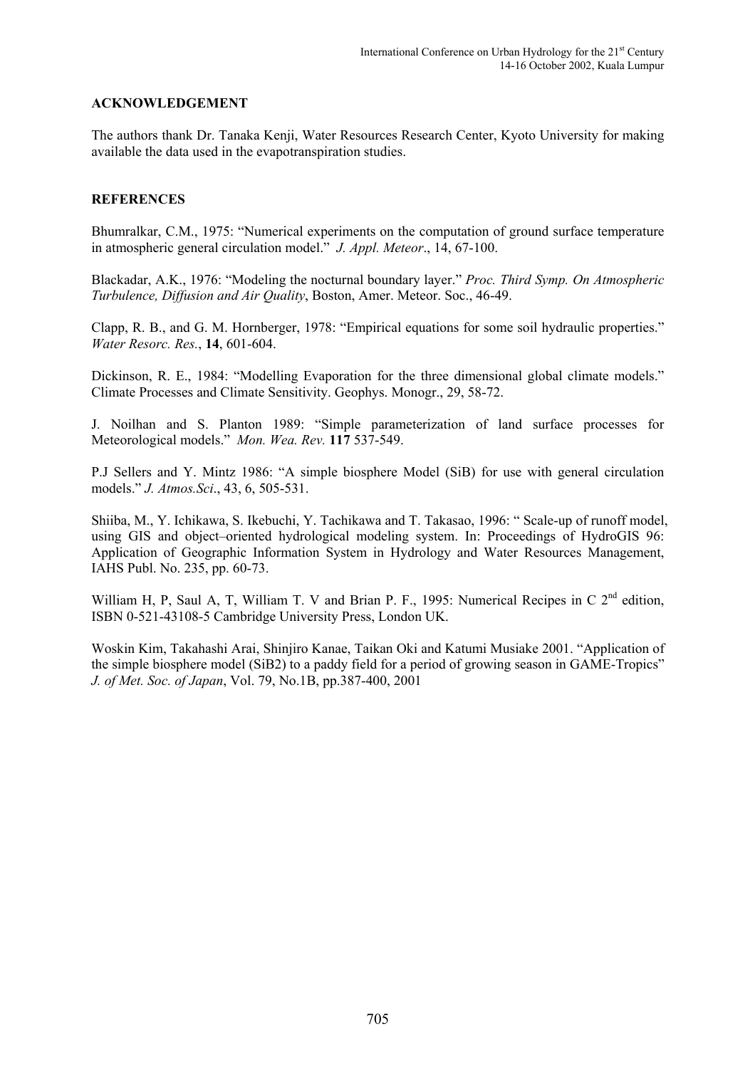## ACKNOWLEDGEMENT

The authors thank Dr. Tanaka Kenji, Water Resources Research Center, Kyoto University for making available the data used in the evapotranspiration studies.

## REFERENCES

Bhumralkar, C.M., 1975: "Numerical experiments on the computation of ground surface temperature in atmospheric general circulation model." *J. Appl. Meteor*., 14, 67-100.

Blackadar, A.K., 1976: "Modeling the nocturnal boundary layer." *Proc. Third Symp. On Atmospheric Turbulence, Diffusion and Air Quality*, Boston, Amer. Meteor. Soc., 46-49.

Clapp, R. B., and G. M. Hornberger, 1978: "Empirical equations for some soil hydraulic properties." *Water Resorc. Res.*, **14**, 601-604.

Dickinson, R. E., 1984: "Modelling Evaporation for the three dimensional global climate models." Climate Processes and Climate Sensitivity. Geophys. Monogr., 29, 58-72.

J. Noilhan and S. Planton 1989: "Simple parameterization of land surface processes for Meteorological models." *Mon. Wea. Rev.* **117** 537-549.

P.J Sellers and Y. Mintz 1986: "A simple biosphere Model (SiB) for use with general circulation models." *J. Atmos.Sci*., 43, 6, 505-531.

Shiiba, M., Y. Ichikawa, S. Ikebuchi, Y. Tachikawa and T. Takasao, 1996: " Scale-up of runoff model, using GIS and object–oriented hydrological modeling system. In: Proceedings of HydroGIS 96: Application of Geographic Information System in Hydrology and Water Resources Management, IAHS Publ. No. 235, pp. 60-73.

William H, P, Saul A, T, William T. V and Brian P. F., 1995: Numerical Recipes in C 2nd edition, ISBN 0-521-43108-5 Cambridge University Press, London UK.

Woskin Kim, Takahashi Arai, Shinjiro Kanae, Taikan Oki and Katumi Musiake 2001. "Application of the simple biosphere model (SiB2) to a paddy field for a period of growing season in GAME-Tropics" *J. of Met. Soc. of Japan*, Vol. 79, No.1B, pp.387-400, 2001